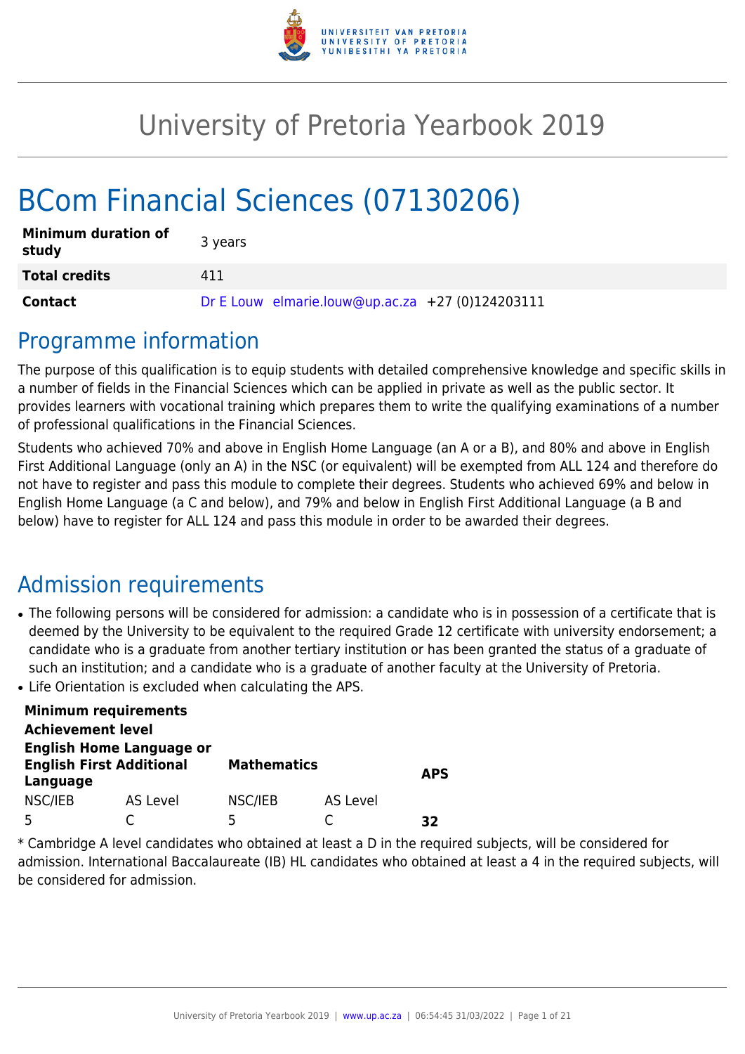# University of Pretoria Yearbook 2019

# BCom Financial Sciences (07130206)

| | |
|---|---|
| **Minimum duration of study** | 3 years |
| **Total credits** | 411 |
| **Contact** | Dr E Louw elmarie.louw@up.ac.za +27 (0)124203111 |

## Programme information

The purpose of this qualification is to equip students with detailed comprehensive knowledge and specific skills in a number of fields in the Financial Sciences which can be applied in private as well as the public sector. It provides learners with vocational training which prepares them to write the qualifying examinations of a number of professional qualifications in the Financial Sciences.

Students who achieved 70% and above in English Home Language (an A or a B), and 80% and above in English First Additional Language (only an A) in the NSC (or equivalent) will be exempted from ALL 124 and therefore do not have to register and pass this module to complete their degrees. Students who achieved 69% and below in English Home Language (a C and below), and 79% and below in English First Additional Language (a B and below) have to register for ALL 124 and pass this module in order to be awarded their degrees.

## Admission requirements

- The following persons will be considered for admission: a candidate who is in possession of a certificate that is deemed by the University to be equivalent to the required Grade 12 certificate with university endorsement; a candidate who is a graduate from another tertiary institution or has been granted the status of a graduate of such an institution; and a candidate who is a graduate of another faculty at the University of Pretoria.
- Life Orientation is excluded when calculating the APS.

| **Minimum requirements** | | | | |
|---|---|---|---|---|
| **Achievement level** | | | | |
| **English Home Language or English First Additional Language** | | **Mathematics** | | **APS** |
| NSC/IEB | AS Level | NSC/IEB | AS Level | |
| 5 | C | 5 | C | **32** |

* Cambridge A level candidates who obtained at least a D in the required subjects, will be considered for admission. International Baccalaureate (IB) HL candidates who obtained at least a 4 in the required subjects, will be considered for admission.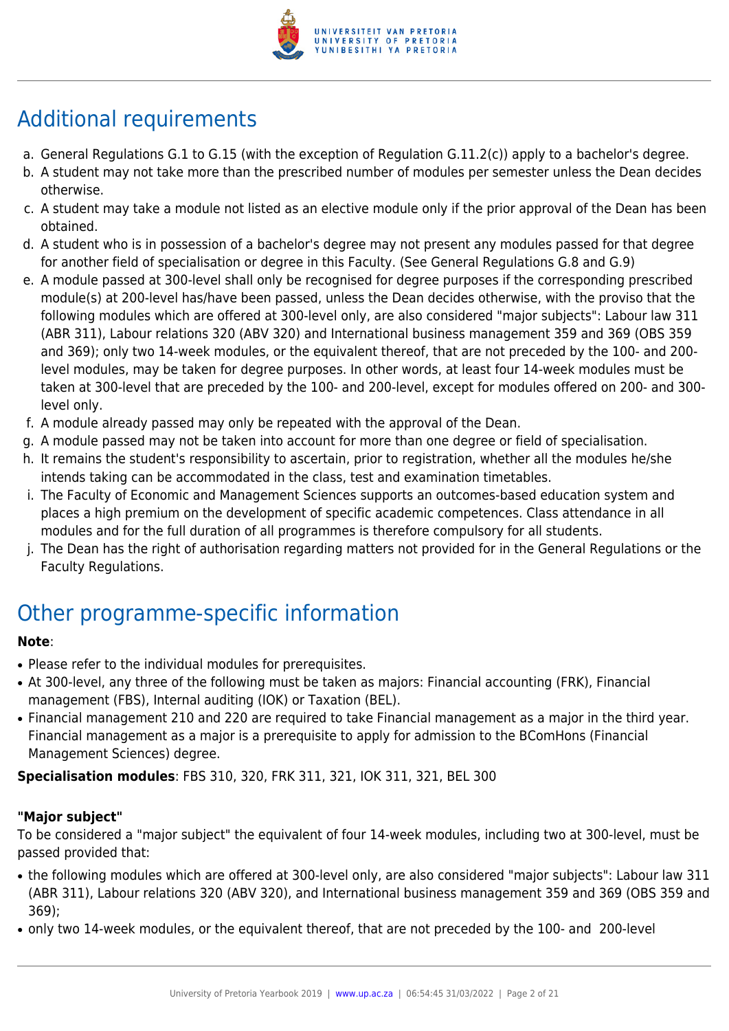## Additional requirements

a. General Regulations G.1 to G.15 (with the exception of Regulation G.11.2(c)) apply to a bachelor's degree.
b. A student may not take more than the prescribed number of modules per semester unless the Dean decides otherwise.
c. A student may take a module not listed as an elective module only if the prior approval of the Dean has been obtained.
d. A student who is in possession of a bachelor's degree may not present any modules passed for that degree for another field of specialisation or degree in this Faculty. (See General Regulations G.8 and G.9)
e. A module passed at 300-level shall only be recognised for degree purposes if the corresponding prescribed module(s) at 200-level has/have been passed, unless the Dean decides otherwise, with the proviso that the following modules which are offered at 300-level only, are also considered "major subjects": Labour law 311 (ABR 311), Labour relations 320 (ABV 320) and International business management 359 and 369 (OBS 359 and 369); only two 14-week modules, or the equivalent thereof, that are not preceded by the 100- and 200-level modules, may be taken for degree purposes. In other words, at least four 14-week modules must be taken at 300-level that are preceded by the 100- and 200-level, except for modules offered on 200- and 300-level only.
f. A module already passed may only be repeated with the approval of the Dean.
g. A module passed may not be taken into account for more than one degree or field of specialisation.
h. It remains the student's responsibility to ascertain, prior to registration, whether all the modules he/she intends taking can be accommodated in the class, test and examination timetables.
i. The Faculty of Economic and Management Sciences supports an outcomes-based education system and places a high premium on the development of specific academic competences. Class attendance in all modules and for the full duration of all programmes is therefore compulsory for all students.
j. The Dean has the right of authorisation regarding matters not provided for in the General Regulations or the Faculty Regulations.

## Other programme-specific information

**Note**:

- Please refer to the individual modules for prerequisites.
- At 300-level, any three of the following must be taken as majors: Financial accounting (FRK), Financial management (FBS), Internal auditing (IOK) or Taxation (BEL).
- Financial management 210 and 220 are required to take Financial management as a major in the third year. Financial management as a major is a prerequisite to apply for admission to the BComHons (Financial Management Sciences) degree.

**Specialisation modules**: FBS 310, 320, FRK 311, 321, IOK 311, 321, BEL 300

**"Major subject"**

To be considered a "major subject" the equivalent of four 14-week modules, including two at 300-level, must be passed provided that:

- the following modules which are offered at 300-level only, are also considered "major subjects": Labour law 311 (ABR 311), Labour relations 320 (ABV 320), and International business management 359 and 369 (OBS 359 and 369);
- only two 14-week modules, or the equivalent thereof, that are not preceded by the 100- and 200-level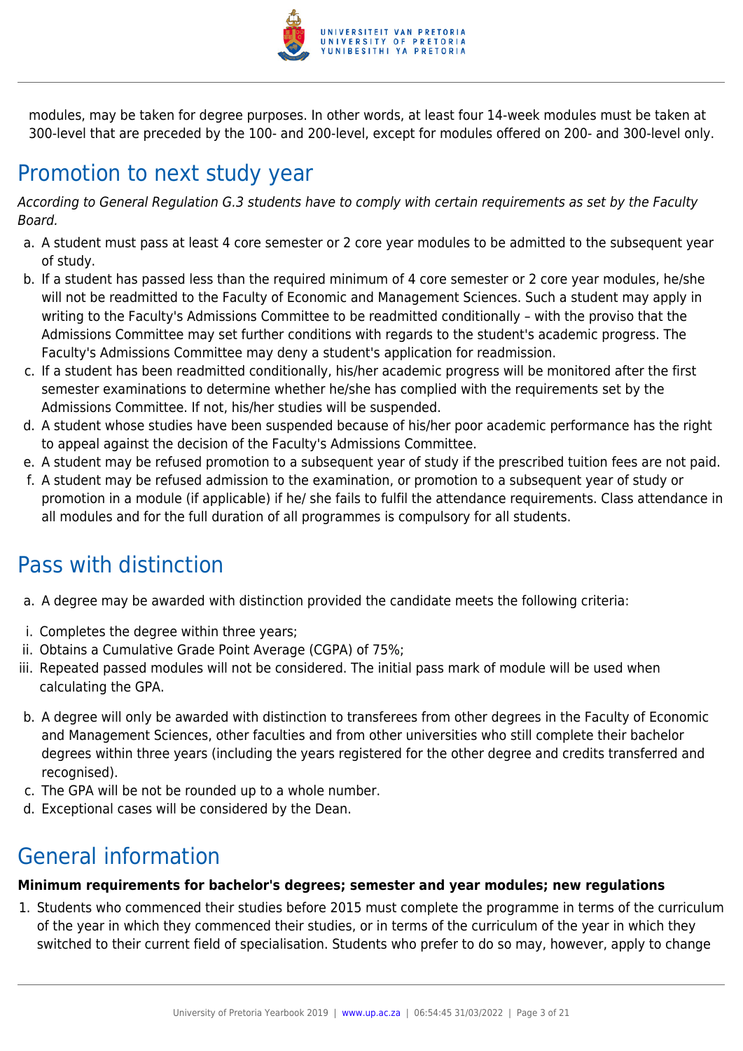modules, may be taken for degree purposes. In other words, at least four 14-week modules must be taken at 300-level that are preceded by the 100- and 200-level, except for modules offered on 200- and 300-level only.

## Promotion to next study year

*According to General Regulation G.3 students have to comply with certain requirements as set by the Faculty Board.*

a. A student must pass at least 4 core semester or 2 core year modules to be admitted to the subsequent year of study.
b. If a student has passed less than the required minimum of 4 core semester or 2 core year modules, he/she will not be readmitted to the Faculty of Economic and Management Sciences. Such a student may apply in writing to the Faculty's Admissions Committee to be readmitted conditionally – with the proviso that the Admissions Committee may set further conditions with regards to the student's academic progress. The Faculty's Admissions Committee may deny a student's application for readmission.
c. If a student has been readmitted conditionally, his/her academic progress will be monitored after the first semester examinations to determine whether he/she has complied with the requirements set by the Admissions Committee. If not, his/her studies will be suspended.
d. A student whose studies have been suspended because of his/her poor academic performance has the right to appeal against the decision of the Faculty's Admissions Committee.
e. A student may be refused promotion to a subsequent year of study if the prescribed tuition fees are not paid.
f. A student may be refused admission to the examination, or promotion to a subsequent year of study or promotion in a module (if applicable) if he/ she fails to fulfil the attendance requirements. Class attendance in all modules and for the full duration of all programmes is compulsory for all students.

## Pass with distinction

a. A degree may be awarded with distinction provided the candidate meets the following criteria:

i. Completes the degree within three years;
ii. Obtains a Cumulative Grade Point Average (CGPA) of 75%;
iii. Repeated passed modules will not be considered. The initial pass mark of module will be used when calculating the GPA.

b. A degree will only be awarded with distinction to transferees from other degrees in the Faculty of Economic and Management Sciences, other faculties and from other universities who still complete their bachelor degrees within three years (including the years registered for the other degree and credits transferred and recognised).
c. The GPA will be not be rounded up to a whole number.
d. Exceptional cases will be considered by the Dean.

## General information

**Minimum requirements for bachelor's degrees; semester and year modules; new regulations**

1. Students who commenced their studies before 2015 must complete the programme in terms of the curriculum of the year in which they commenced their studies, or in terms of the curriculum of the year in which they switched to their current field of specialisation. Students who prefer to do so may, however, apply to change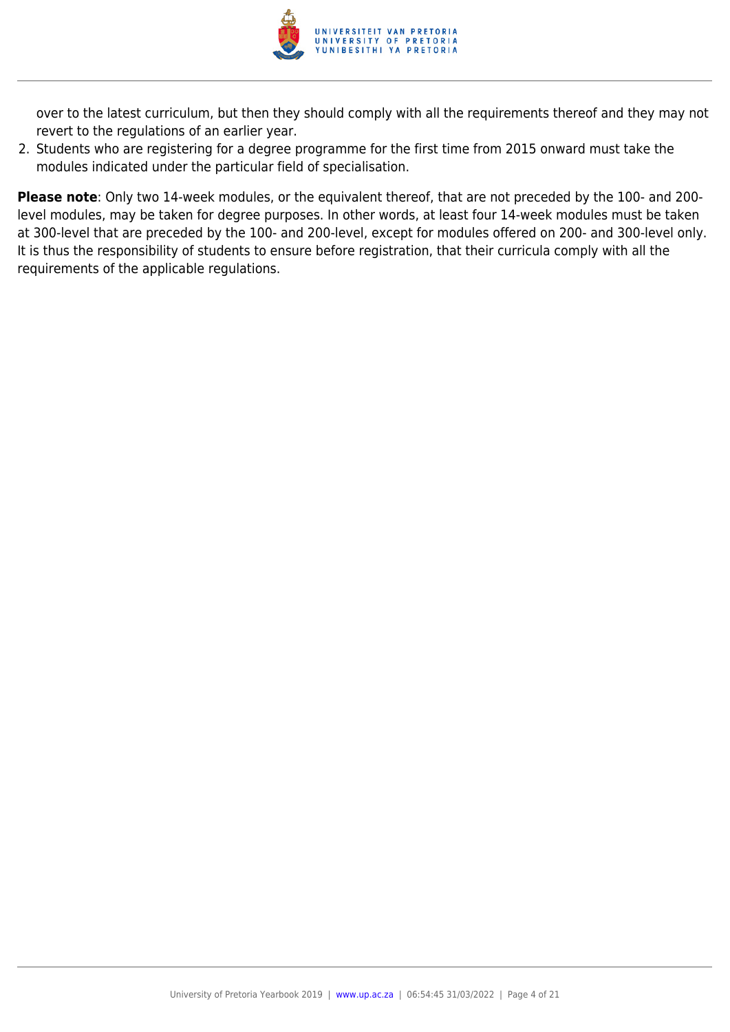over to the latest curriculum, but then they should comply with all the requirements thereof and they may not revert to the regulations of an earlier year.

2. Students who are registering for a degree programme for the first time from 2015 onward must take the modules indicated under the particular field of specialisation.

**Please note**: Only two 14-week modules, or the equivalent thereof, that are not preceded by the 100- and 200-level modules, may be taken for degree purposes. In other words, at least four 14-week modules must be taken at 300-level that are preceded by the 100- and 200-level, except for modules offered on 200- and 300-level only. It is thus the responsibility of students to ensure before registration, that their curricula comply with all the requirements of the applicable regulations.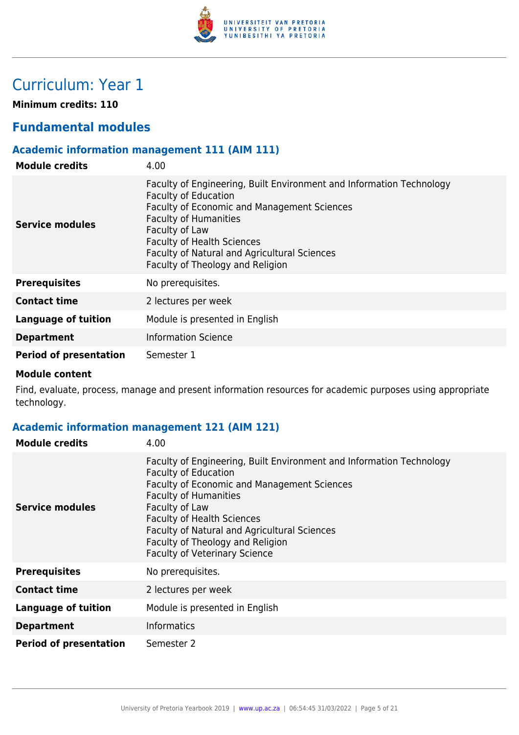# Curriculum: Year 1

**Minimum credits: 110**

## Fundamental modules

### Academic information management 111 (AIM 111)

| | |
|---|---|
| **Module credits** | 4.00 |
| **Service modules** | Faculty of Engineering, Built Environment and Information Technology<br>Faculty of Education<br>Faculty of Economic and Management Sciences<br>Faculty of Humanities<br>Faculty of Law<br>Faculty of Health Sciences<br>Faculty of Natural and Agricultural Sciences<br>Faculty of Theology and Religion |
| **Prerequisites** | No prerequisites. |
| **Contact time** | 2 lectures per week |
| **Language of tuition** | Module is presented in English |
| **Department** | Information Science |
| **Period of presentation** | Semester 1 |

**Module content**

Find, evaluate, process, manage and present information resources for academic purposes using appropriate technology.

### Academic information management 121 (AIM 121)

| | |
|---|---|
| **Module credits** | 4.00 |
| **Service modules** | Faculty of Engineering, Built Environment and Information Technology<br>Faculty of Education<br>Faculty of Economic and Management Sciences<br>Faculty of Humanities<br>Faculty of Law<br>Faculty of Health Sciences<br>Faculty of Natural and Agricultural Sciences<br>Faculty of Theology and Religion<br>Faculty of Veterinary Science |
| **Prerequisites** | No prerequisites. |
| **Contact time** | 2 lectures per week |
| **Language of tuition** | Module is presented in English |
| **Department** | Informatics |
| **Period of presentation** | Semester 2 |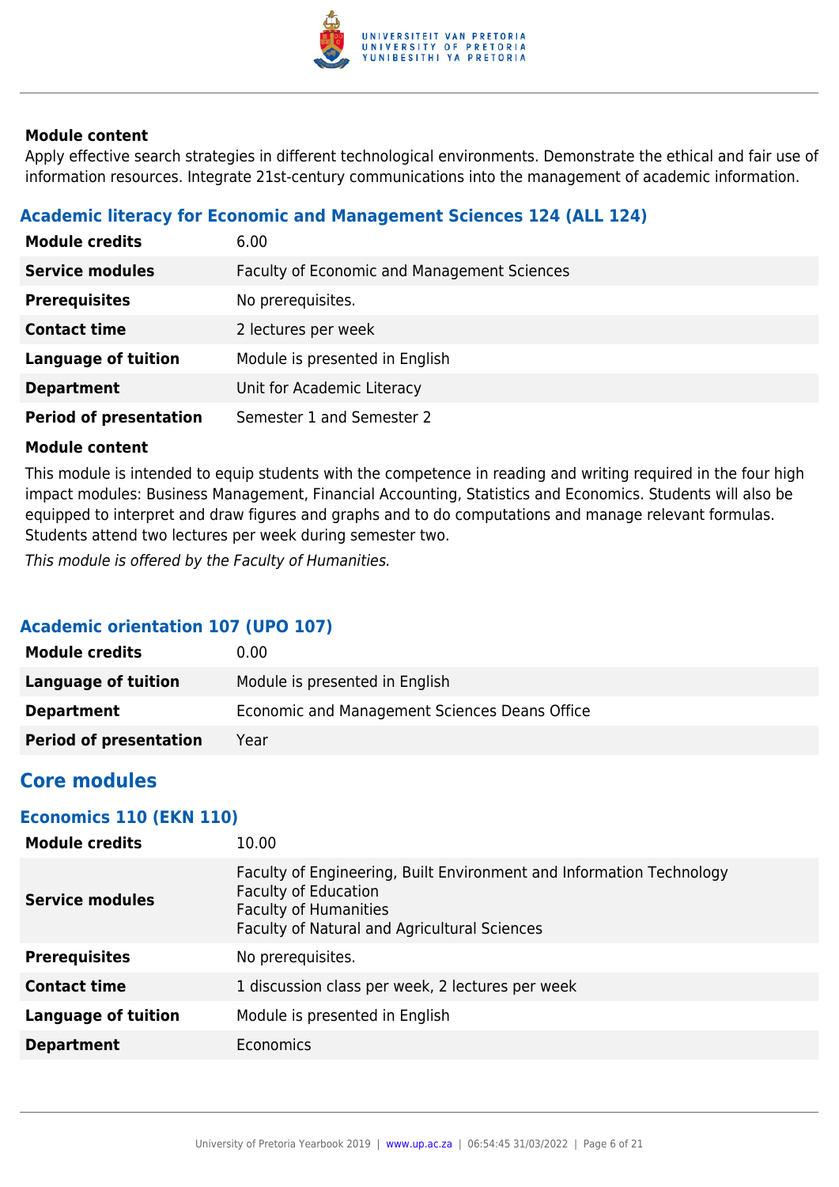#### Module content

Apply effective search strategies in different technological environments. Demonstrate the ethical and fair use of information resources. Integrate 21st-century communications into the management of academic information.

### Academic literacy for Economic and Management Sciences 124 (ALL 124)

| | |
|---|---|
| **Module credits** | 6.00 |
| **Service modules** | Faculty of Economic and Management Sciences |
| **Prerequisites** | No prerequisites. |
| **Contact time** | 2 lectures per week |
| **Language of tuition** | Module is presented in English |
| **Department** | Unit for Academic Literacy |
| **Period of presentation** | Semester 1 and Semester 2 |

#### Module content

This module is intended to equip students with the competence in reading and writing required in the four high impact modules: Business Management, Financial Accounting, Statistics and Economics. Students will also be equipped to interpret and draw figures and graphs and to do computations and manage relevant formulas. Students attend two lectures per week during semester two.

*This module is offered by the Faculty of Humanities.*

### Academic orientation 107 (UPO 107)

| | |
|---|---|
| **Module credits** | 0.00 |
| **Language of tuition** | Module is presented in English |
| **Department** | Economic and Management Sciences Deans Office |
| **Period of presentation** | Year |

## Core modules

### Economics 110 (EKN 110)

| | |
|---|---|
| **Module credits** | 10.00 |
| **Service modules** | Faculty of Engineering, Built Environment and Information Technology<br>Faculty of Education<br>Faculty of Humanities<br>Faculty of Natural and Agricultural Sciences |
| **Prerequisites** | No prerequisites. |
| **Contact time** | 1 discussion class per week, 2 lectures per week |
| **Language of tuition** | Module is presented in English |
| **Department** | Economics |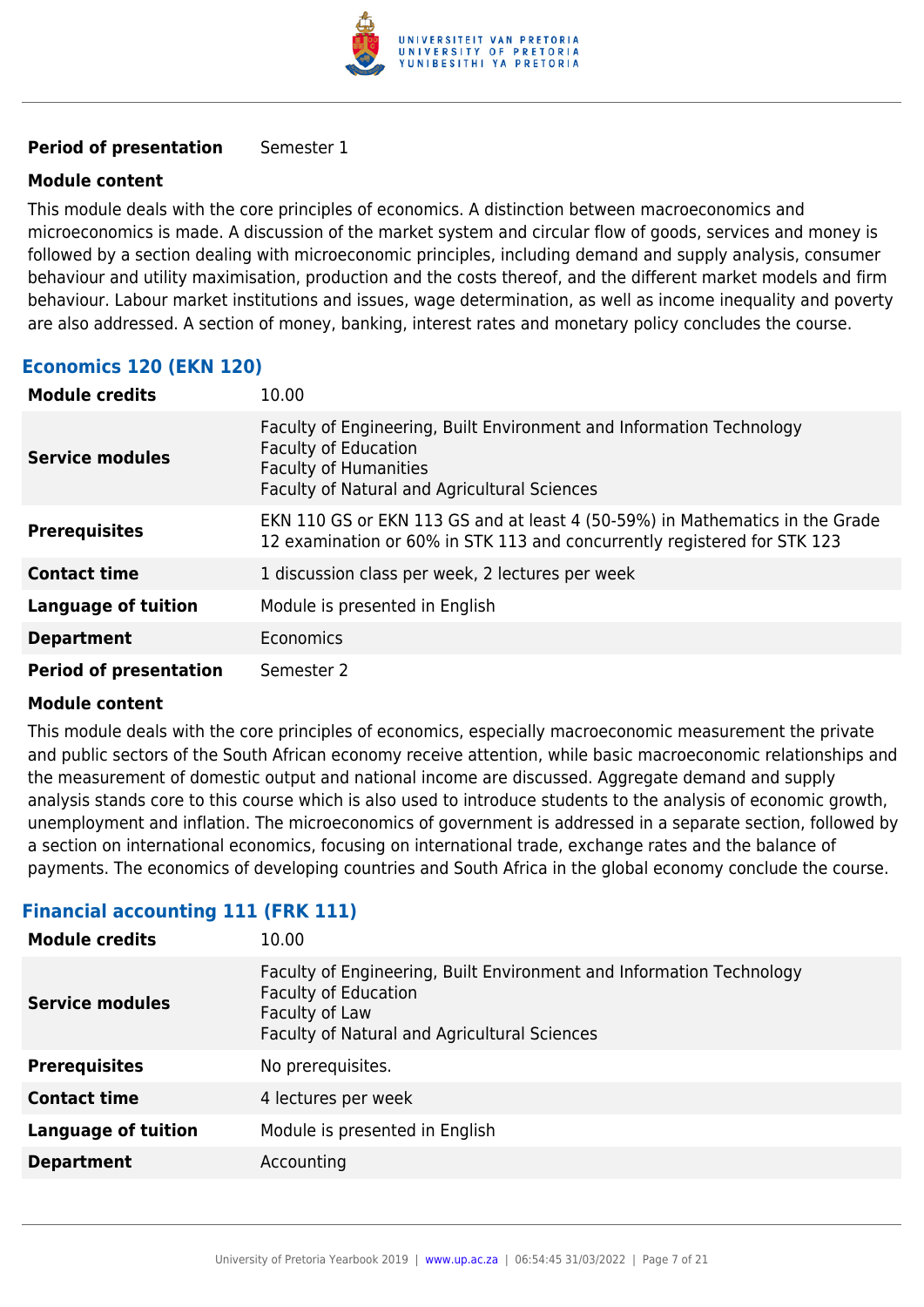| | |
|---|---|
| **Period of presentation** | Semester 1 |

**Module content**

This module deals with the core principles of economics. A distinction between macroeconomics and microeconomics is made. A discussion of the market system and circular flow of goods, services and money is followed by a section dealing with microeconomic principles, including demand and supply analysis, consumer behaviour and utility maximisation, production and the costs thereof, and the different market models and firm behaviour. Labour market institutions and issues, wage determination, as well as income inequality and poverty are also addressed. A section of money, banking, interest rates and monetary policy concludes the course.

### Economics 120 (EKN 120)

| | |
|---|---|
| **Module credits** | 10.00 |
| **Service modules** | Faculty of Engineering, Built Environment and Information Technology<br>Faculty of Education<br>Faculty of Humanities<br>Faculty of Natural and Agricultural Sciences |
| **Prerequisites** | EKN 110 GS or EKN 113 GS and at least 4 (50-59%) in Mathematics in the Grade 12 examination or 60% in STK 113 and concurrently registered for STK 123 |
| **Contact time** | 1 discussion class per week, 2 lectures per week |
| **Language of tuition** | Module is presented in English |
| **Department** | Economics |
| **Period of presentation** | Semester 2 |

**Module content**

This module deals with the core principles of economics, especially macroeconomic measurement the private and public sectors of the South African economy receive attention, while basic macroeconomic relationships and the measurement of domestic output and national income are discussed. Aggregate demand and supply analysis stands core to this course which is also used to introduce students to the analysis of economic growth, unemployment and inflation. The microeconomics of government is addressed in a separate section, followed by a section on international economics, focusing on international trade, exchange rates and the balance of payments. The economics of developing countries and South Africa in the global economy conclude the course.

### Financial accounting 111 (FRK 111)

| | |
|---|---|
| **Module credits** | 10.00 |
| **Service modules** | Faculty of Engineering, Built Environment and Information Technology<br>Faculty of Education<br>Faculty of Law<br>Faculty of Natural and Agricultural Sciences |
| **Prerequisites** | No prerequisites. |
| **Contact time** | 4 lectures per week |
| **Language of tuition** | Module is presented in English |
| **Department** | Accounting |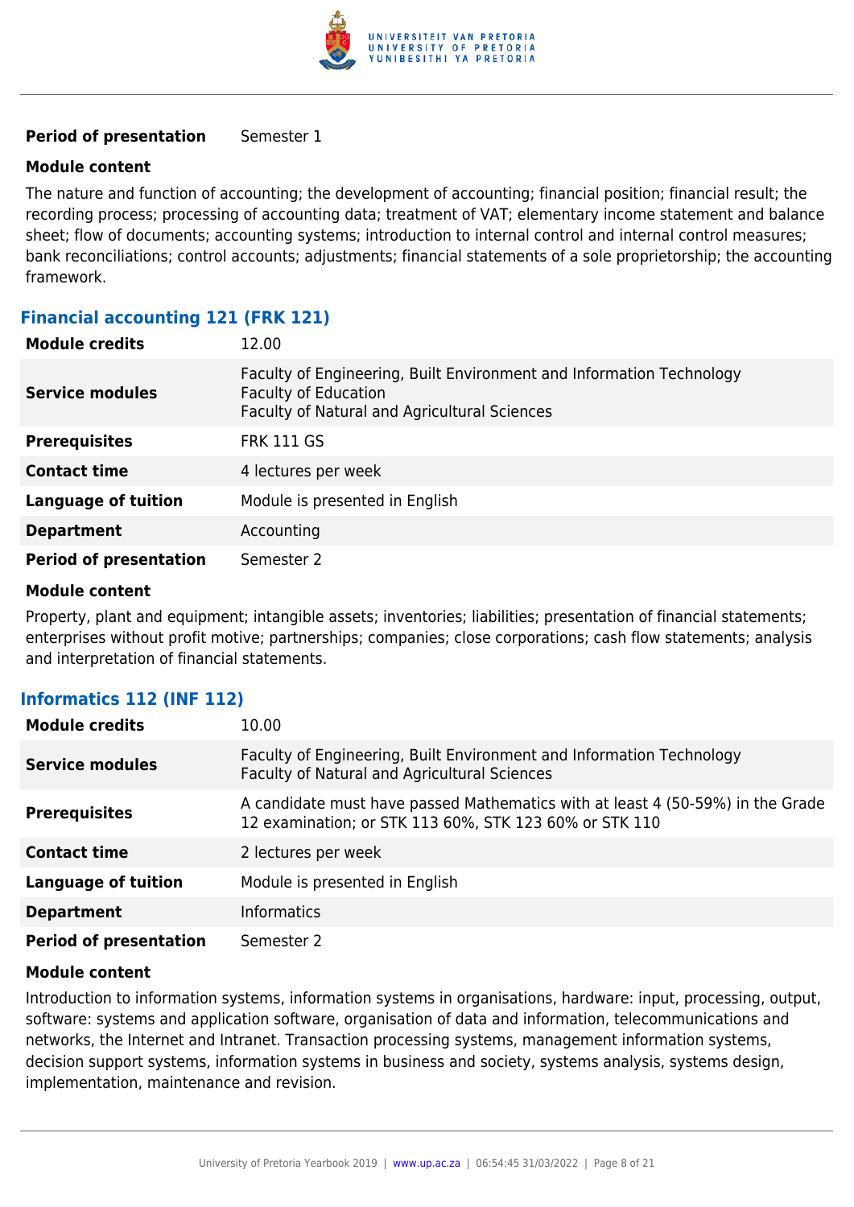| | |
|---|---|
| **Period of presentation** | Semester 1 |

**Module content**

The nature and function of accounting; the development of accounting; financial position; financial result; the recording process; processing of accounting data; treatment of VAT; elementary income statement and balance sheet; flow of documents; accounting systems; introduction to internal control and internal control measures; bank reconciliations; control accounts; adjustments; financial statements of a sole proprietorship; the accounting framework.

### Financial accounting 121 (FRK 121)

| | |
|---|---|
| **Module credits** | 12.00 |
| **Service modules** | Faculty of Engineering, Built Environment and Information Technology<br>Faculty of Education<br>Faculty of Natural and Agricultural Sciences |
| **Prerequisites** | FRK 111 GS |
| **Contact time** | 4 lectures per week |
| **Language of tuition** | Module is presented in English |
| **Department** | Accounting |
| **Period of presentation** | Semester 2 |

**Module content**

Property, plant and equipment; intangible assets; inventories; liabilities; presentation of financial statements; enterprises without profit motive; partnerships; companies; close corporations; cash flow statements; analysis and interpretation of financial statements.

### Informatics 112 (INF 112)

| | |
|---|---|
| **Module credits** | 10.00 |
| **Service modules** | Faculty of Engineering, Built Environment and Information Technology<br>Faculty of Natural and Agricultural Sciences |
| **Prerequisites** | A candidate must have passed Mathematics with at least 4 (50-59%) in the Grade 12 examination; or STK 113 60%, STK 123 60% or STK 110 |
| **Contact time** | 2 lectures per week |
| **Language of tuition** | Module is presented in English |
| **Department** | Informatics |
| **Period of presentation** | Semester 2 |

**Module content**

Introduction to information systems, information systems in organisations, hardware: input, processing, output, software: systems and application software, organisation of data and information, telecommunications and networks, the Internet and Intranet. Transaction processing systems, management information systems, decision support systems, information systems in business and society, systems analysis, systems design, implementation, maintenance and revision.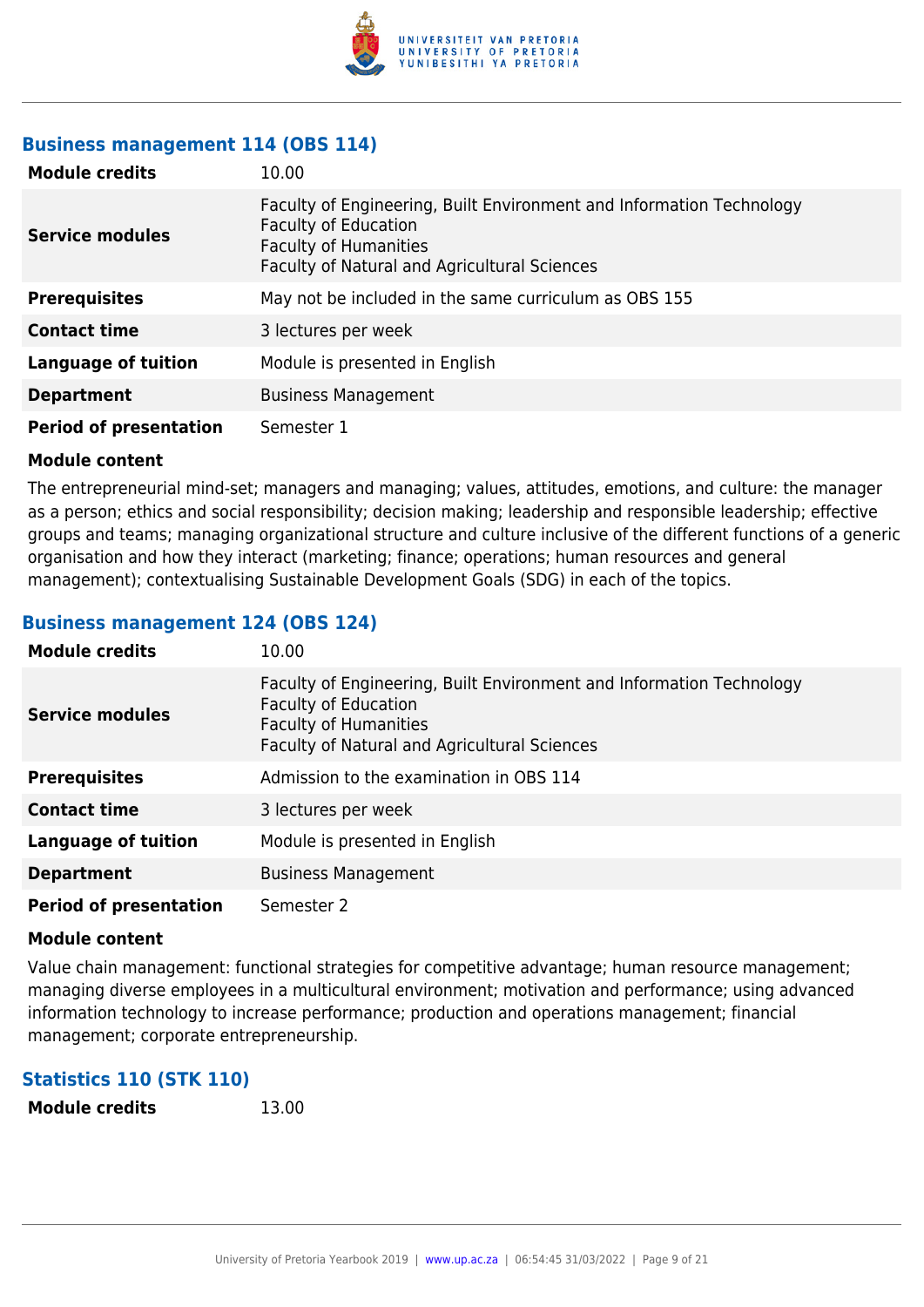### Business management 114 (OBS 114)

| | |
|---|---|
| **Module credits** | 10.00 |
| **Service modules** | Faculty of Engineering, Built Environment and Information Technology<br>Faculty of Education<br>Faculty of Humanities<br>Faculty of Natural and Agricultural Sciences |
| **Prerequisites** | May not be included in the same curriculum as OBS 155 |
| **Contact time** | 3 lectures per week |
| **Language of tuition** | Module is presented in English |
| **Department** | Business Management |
| **Period of presentation** | Semester 1 |

**Module content**

The entrepreneurial mind-set; managers and managing; values, attitudes, emotions, and culture: the manager as a person; ethics and social responsibility; decision making; leadership and responsible leadership; effective groups and teams; managing organizational structure and culture inclusive of the different functions of a generic organisation and how they interact (marketing; finance; operations; human resources and general management); contextualising Sustainable Development Goals (SDG) in each of the topics.

### Business management 124 (OBS 124)

| | |
|---|---|
| **Module credits** | 10.00 |
| **Service modules** | Faculty of Engineering, Built Environment and Information Technology<br>Faculty of Education<br>Faculty of Humanities<br>Faculty of Natural and Agricultural Sciences |
| **Prerequisites** | Admission to the examination in OBS 114 |
| **Contact time** | 3 lectures per week |
| **Language of tuition** | Module is presented in English |
| **Department** | Business Management |
| **Period of presentation** | Semester 2 |

**Module content**

Value chain management: functional strategies for competitive advantage; human resource management; managing diverse employees in a multicultural environment; motivation and performance; using advanced information technology to increase performance; production and operations management; financial management; corporate entrepreneurship.

### Statistics 110 (STK 110)

| | |
|---|---|
| **Module credits** | 13.00 |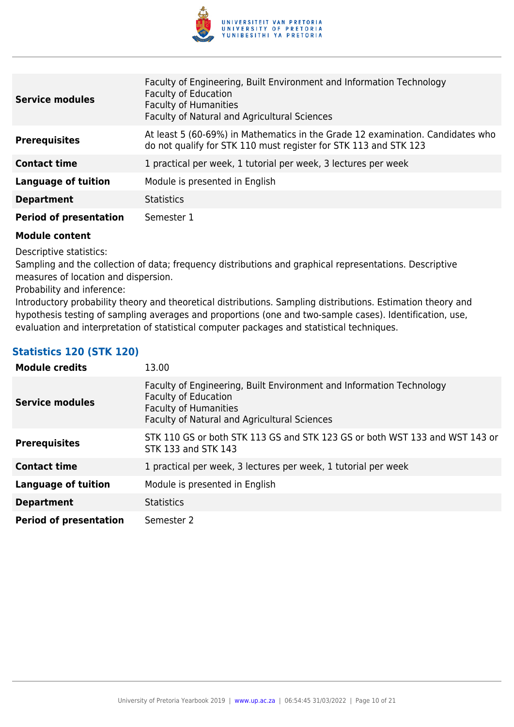| | |
|---|---|
| **Service modules** | Faculty of Engineering, Built Environment and Information Technology<br>Faculty of Education<br>Faculty of Humanities<br>Faculty of Natural and Agricultural Sciences |
| **Prerequisites** | At least 5 (60-69%) in Mathematics in the Grade 12 examination. Candidates who do not qualify for STK 110 must register for STK 113 and STK 123 |
| **Contact time** | 1 practical per week, 1 tutorial per week, 3 lectures per week |
| **Language of tuition** | Module is presented in English |
| **Department** | Statistics |
| **Period of presentation** | Semester 1 |

**Module content**

Descriptive statistics:
Sampling and the collection of data; frequency distributions and graphical representations. Descriptive measures of location and dispersion.
Probability and inference:
Introductory probability theory and theoretical distributions. Sampling distributions. Estimation theory and hypothesis testing of sampling averages and proportions (one and two-sample cases). Identification, use, evaluation and interpretation of statistical computer packages and statistical techniques.

### Statistics 120 (STK 120)

| | |
|---|---|
| **Module credits** | 13.00 |
| **Service modules** | Faculty of Engineering, Built Environment and Information Technology<br>Faculty of Education<br>Faculty of Humanities<br>Faculty of Natural and Agricultural Sciences |
| **Prerequisites** | STK 110 GS or both STK 113 GS and STK 123 GS or both WST 133 and WST 143 or STK 133 and STK 143 |
| **Contact time** | 1 practical per week, 3 lectures per week, 1 tutorial per week |
| **Language of tuition** | Module is presented in English |
| **Department** | Statistics |
| **Period of presentation** | Semester 2 |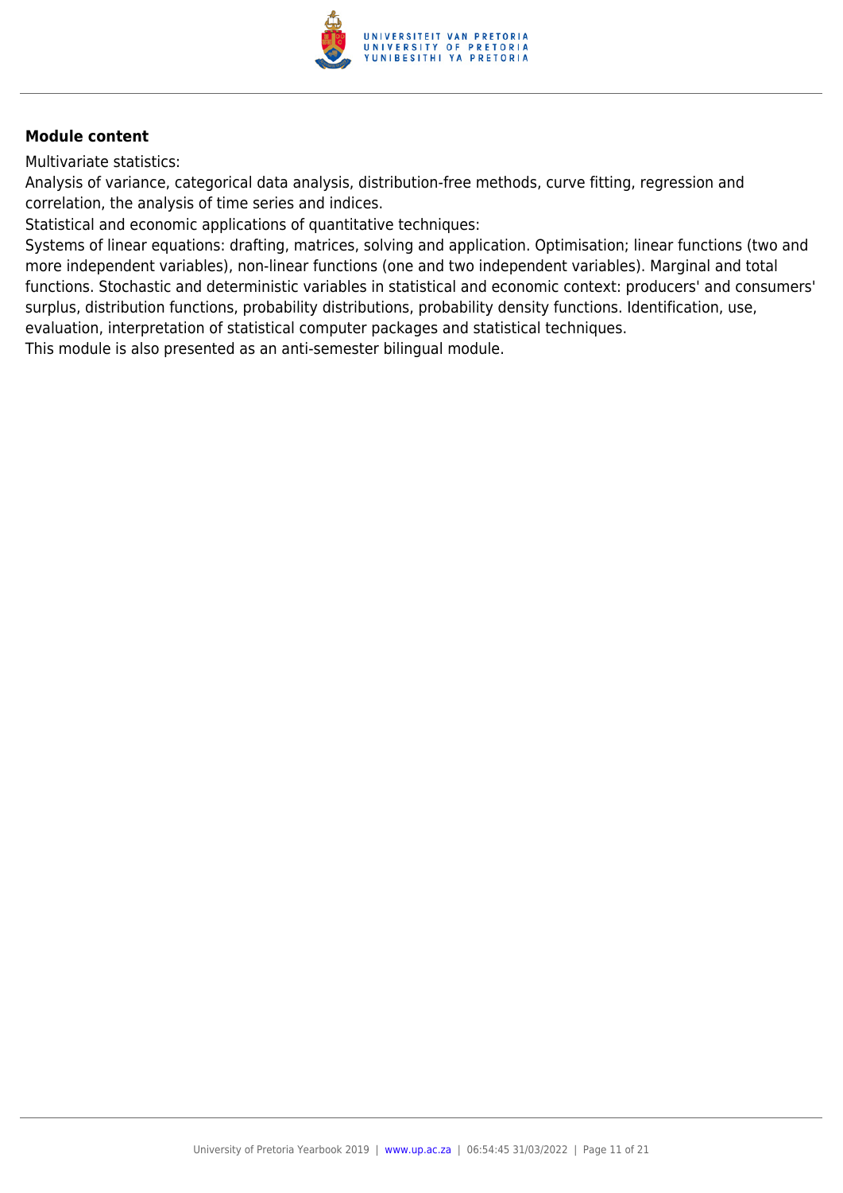**Module content**

Multivariate statistics:

Analysis of variance, categorical data analysis, distribution-free methods, curve fitting, regression and correlation, the analysis of time series and indices.

Statistical and economic applications of quantitative techniques:

Systems of linear equations: drafting, matrices, solving and application. Optimisation; linear functions (two and more independent variables), non-linear functions (one and two independent variables). Marginal and total functions. Stochastic and deterministic variables in statistical and economic context: producers' and consumers' surplus, distribution functions, probability distributions, probability density functions. Identification, use, evaluation, interpretation of statistical computer packages and statistical techniques.

This module is also presented as an anti-semester bilingual module.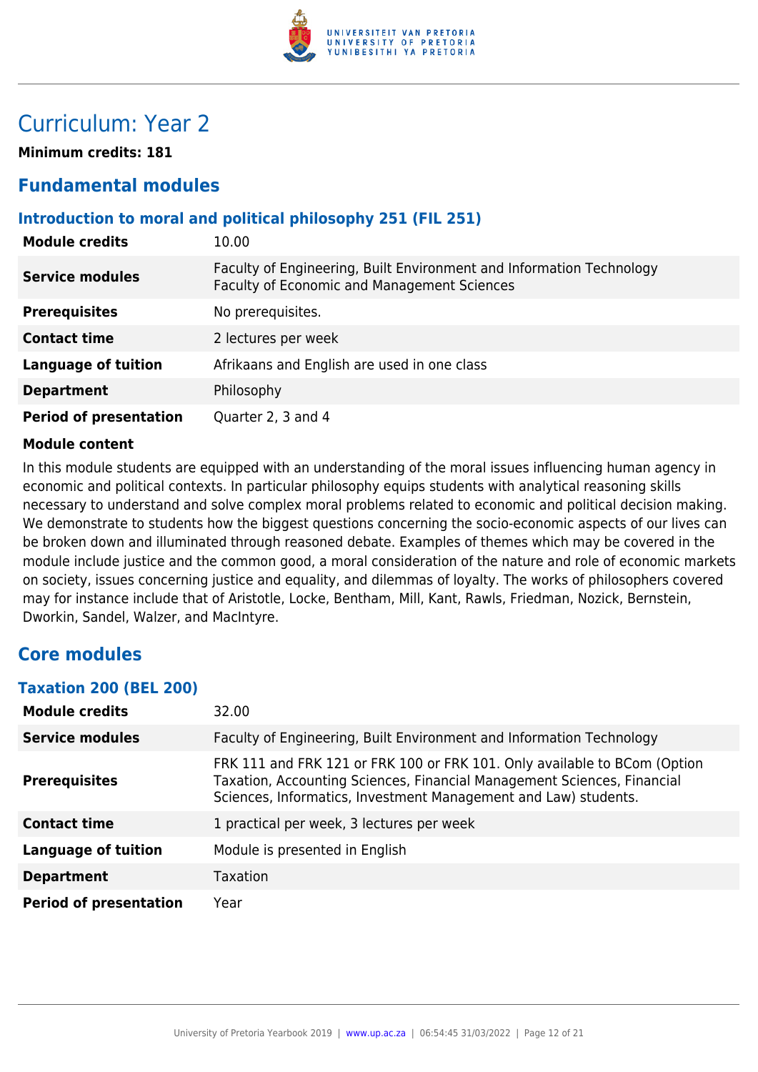# Curriculum: Year 2

**Minimum credits: 181**

## Fundamental modules

### Introduction to moral and political philosophy 251 (FIL 251)

| | |
|---|---|
| **Module credits** | 10.00 |
| **Service modules** | Faculty of Engineering, Built Environment and Information Technology<br>Faculty of Economic and Management Sciences |
| **Prerequisites** | No prerequisites. |
| **Contact time** | 2 lectures per week |
| **Language of tuition** | Afrikaans and English are used in one class |
| **Department** | Philosophy |
| **Period of presentation** | Quarter 2, 3 and 4 |

**Module content**

In this module students are equipped with an understanding of the moral issues influencing human agency in economic and political contexts. In particular philosophy equips students with analytical reasoning skills necessary to understand and solve complex moral problems related to economic and political decision making. We demonstrate to students how the biggest questions concerning the socio-economic aspects of our lives can be broken down and illuminated through reasoned debate. Examples of themes which may be covered in the module include justice and the common good, a moral consideration of the nature and role of economic markets on society, issues concerning justice and equality, and dilemmas of loyalty. The works of philosophers covered may for instance include that of Aristotle, Locke, Bentham, Mill, Kant, Rawls, Friedman, Nozick, Bernstein, Dworkin, Sandel, Walzer, and MacIntyre.

## Core modules

### Taxation 200 (BEL 200)

| | |
|---|---|
| **Module credits** | 32.00 |
| **Service modules** | Faculty of Engineering, Built Environment and Information Technology |
| **Prerequisites** | FRK 111 and FRK 121 or FRK 100 or FRK 101. Only available to BCom (Option Taxation, Accounting Sciences, Financial Management Sciences, Financial Sciences, Informatics, Investment Management and Law) students. |
| **Contact time** | 1 practical per week, 3 lectures per week |
| **Language of tuition** | Module is presented in English |
| **Department** | Taxation |
| **Period of presentation** | Year |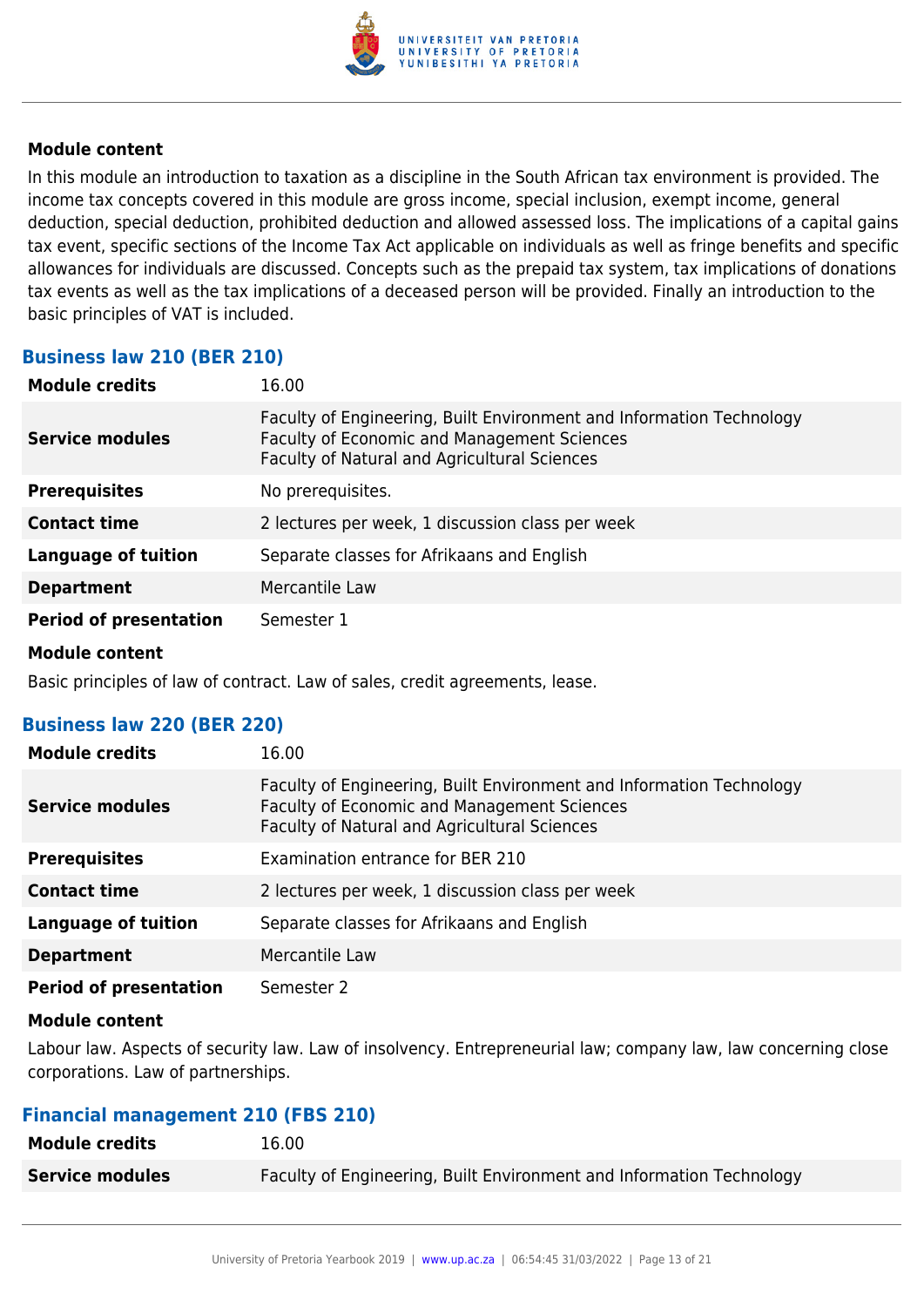#### Module content

In this module an introduction to taxation as a discipline in the South African tax environment is provided. The income tax concepts covered in this module are gross income, special inclusion, exempt income, general deduction, special deduction, prohibited deduction and allowed assessed loss. The implications of a capital gains tax event, specific sections of the Income Tax Act applicable on individuals as well as fringe benefits and specific allowances for individuals are discussed. Concepts such as the prepaid tax system, tax implications of donations tax events as well as the tax implications of a deceased person will be provided. Finally an introduction to the basic principles of VAT is included.

### Business law 210 (BER 210)

| | |
|---|---|
| **Module credits** | 16.00 |
| **Service modules** | Faculty of Engineering, Built Environment and Information Technology<br>Faculty of Economic and Management Sciences<br>Faculty of Natural and Agricultural Sciences |
| **Prerequisites** | No prerequisites. |
| **Contact time** | 2 lectures per week, 1 discussion class per week |
| **Language of tuition** | Separate classes for Afrikaans and English |
| **Department** | Mercantile Law |
| **Period of presentation** | Semester 1 |

#### Module content

Basic principles of law of contract. Law of sales, credit agreements, lease.

### Business law 220 (BER 220)

| | |
|---|---|
| **Module credits** | 16.00 |
| **Service modules** | Faculty of Engineering, Built Environment and Information Technology<br>Faculty of Economic and Management Sciences<br>Faculty of Natural and Agricultural Sciences |
| **Prerequisites** | Examination entrance for BER 210 |
| **Contact time** | 2 lectures per week, 1 discussion class per week |
| **Language of tuition** | Separate classes for Afrikaans and English |
| **Department** | Mercantile Law |
| **Period of presentation** | Semester 2 |

#### Module content

Labour law. Aspects of security law. Law of insolvency. Entrepreneurial law; company law, law concerning close corporations. Law of partnerships.

### Financial management 210 (FBS 210)

| | |
|---|---|
| **Module credits** | 16.00 |
| **Service modules** | Faculty of Engineering, Built Environment and Information Technology |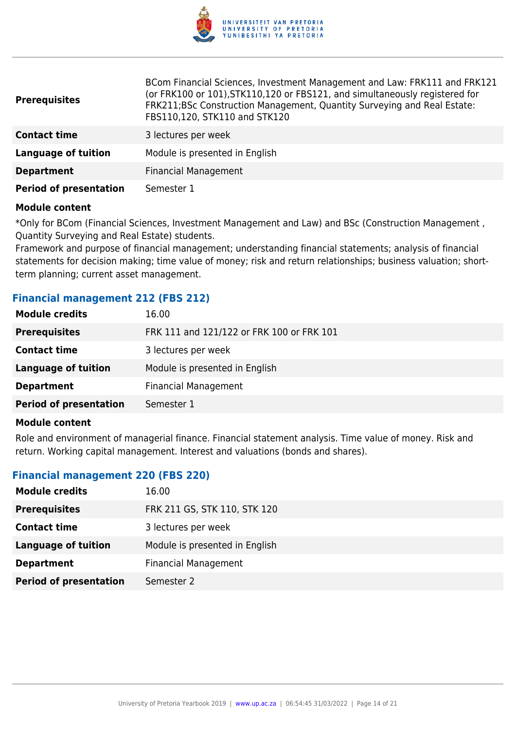| | |
|---|---|
| **Prerequisites** | BCom Financial Sciences, Investment Management and Law: FRK111 and FRK121 (or FRK100 or 101),STK110,120 or FBS121, and simultaneously registered for FRK211;BSc Construction Management, Quantity Surveying and Real Estate: FBS110,120, STK110 and STK120 |
| **Contact time** | 3 lectures per week |
| **Language of tuition** | Module is presented in English |
| **Department** | Financial Management |
| **Period of presentation** | Semester 1 |

**Module content**

*Only for BCom (Financial Sciences, Investment Management and Law) and BSc (Construction Management , Quantity Surveying and Real Estate) students.
Framework and purpose of financial management; understanding financial statements; analysis of financial statements for decision making; time value of money; risk and return relationships; business valuation; short-term planning; current asset management.

### Financial management 212 (FBS 212)

| | |
|---|---|
| **Module credits** | 16.00 |
| **Prerequisites** | FRK 111 and 121/122 or FRK 100 or FRK 101 |
| **Contact time** | 3 lectures per week |
| **Language of tuition** | Module is presented in English |
| **Department** | Financial Management |
| **Period of presentation** | Semester 1 |

**Module content**

Role and environment of managerial finance. Financial statement analysis. Time value of money. Risk and return. Working capital management. Interest and valuations (bonds and shares).

### Financial management 220 (FBS 220)

| | |
|---|---|
| **Module credits** | 16.00 |
| **Prerequisites** | FRK 211 GS, STK 110, STK 120 |
| **Contact time** | 3 lectures per week |
| **Language of tuition** | Module is presented in English |
| **Department** | Financial Management |
| **Period of presentation** | Semester 2 |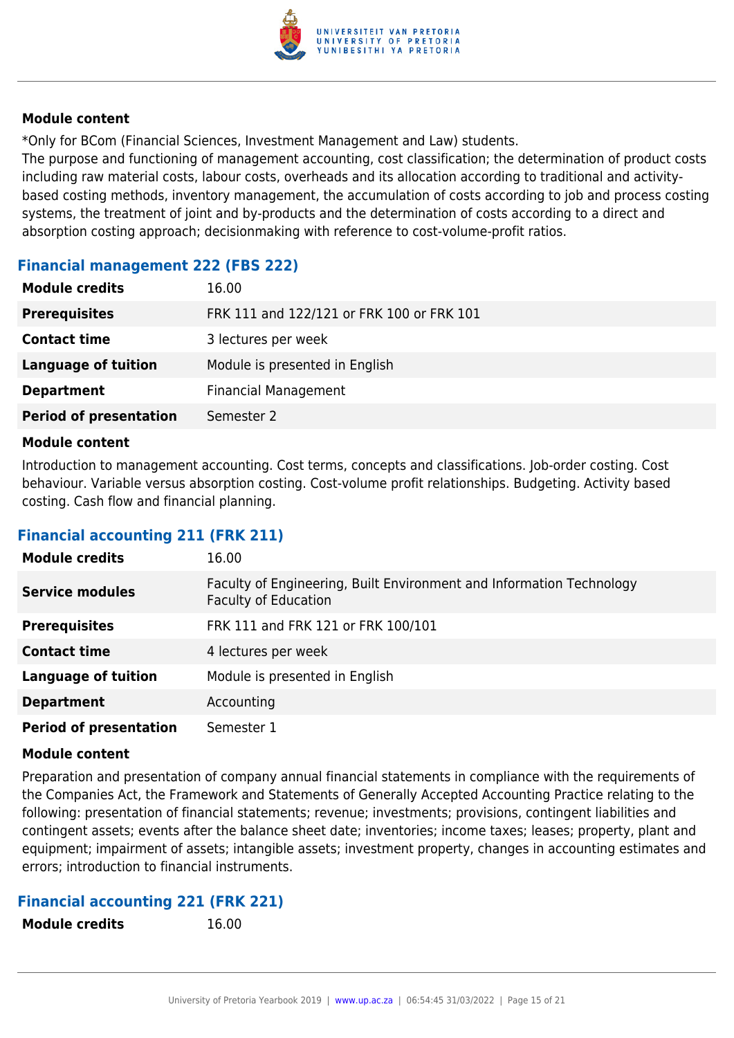#### Module content

*Only for BCom (Financial Sciences, Investment Management and Law) students.
The purpose and functioning of management accounting, cost classification; the determination of product costs including raw material costs, labour costs, overheads and its allocation according to traditional and activity-based costing methods, inventory management, the accumulation of costs according to job and process costing systems, the treatment of joint and by-products and the determination of costs according to a direct and absorption costing approach; decisionmaking with reference to cost-volume-profit ratios.

### Financial management 222 (FBS 222)

| | |
|---|---|
| **Module credits** | 16.00 |
| **Prerequisites** | FRK 111 and 122/121 or FRK 100 or FRK 101 |
| **Contact time** | 3 lectures per week |
| **Language of tuition** | Module is presented in English |
| **Department** | Financial Management |
| **Period of presentation** | Semester 2 |

#### Module content

Introduction to management accounting. Cost terms, concepts and classifications. Job-order costing. Cost behaviour. Variable versus absorption costing. Cost-volume profit relationships. Budgeting. Activity based costing. Cash flow and financial planning.

### Financial accounting 211 (FRK 211)

| | |
|---|---|
| **Module credits** | 16.00 |
| **Service modules** | Faculty of Engineering, Built Environment and Information Technology<br>Faculty of Education |
| **Prerequisites** | FRK 111 and FRK 121 or FRK 100/101 |
| **Contact time** | 4 lectures per week |
| **Language of tuition** | Module is presented in English |
| **Department** | Accounting |
| **Period of presentation** | Semester 1 |

#### Module content

Preparation and presentation of company annual financial statements in compliance with the requirements of the Companies Act, the Framework and Statements of Generally Accepted Accounting Practice relating to the following: presentation of financial statements; revenue; investments; provisions, contingent liabilities and contingent assets; events after the balance sheet date; inventories; income taxes; leases; property, plant and equipment; impairment of assets; intangible assets; investment property, changes in accounting estimates and errors; introduction to financial instruments.

### Financial accounting 221 (FRK 221)

| | |
|---|---|
| **Module credits** | 16.00 |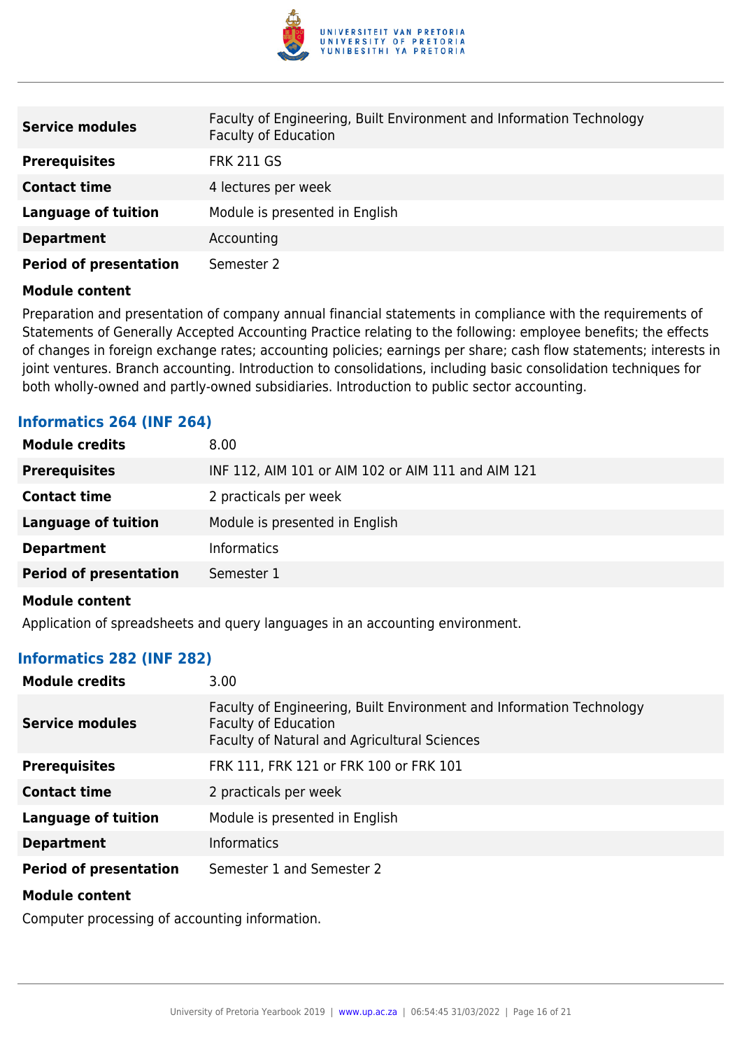| | |
|---|---|
| **Service modules** | Faculty of Engineering, Built Environment and Information Technology<br>Faculty of Education |
| **Prerequisites** | FRK 211 GS |
| **Contact time** | 4 lectures per week |
| **Language of tuition** | Module is presented in English |
| **Department** | Accounting |
| **Period of presentation** | Semester 2 |

**Module content**

Preparation and presentation of company annual financial statements in compliance with the requirements of Statements of Generally Accepted Accounting Practice relating to the following: employee benefits; the effects of changes in foreign exchange rates; accounting policies; earnings per share; cash flow statements; interests in joint ventures. Branch accounting. Introduction to consolidations, including basic consolidation techniques for both wholly-owned and partly-owned subsidiaries. Introduction to public sector accounting.

### Informatics 264 (INF 264)

| | |
|---|---|
| **Module credits** | 8.00 |
| **Prerequisites** | INF 112, AIM 101 or AIM 102 or AIM 111 and AIM 121 |
| **Contact time** | 2 practicals per week |
| **Language of tuition** | Module is presented in English |
| **Department** | Informatics |
| **Period of presentation** | Semester 1 |

**Module content**

Application of spreadsheets and query languages in an accounting environment.

### Informatics 282 (INF 282)

| | |
|---|---|
| **Module credits** | 3.00 |
| **Service modules** | Faculty of Engineering, Built Environment and Information Technology<br>Faculty of Education<br>Faculty of Natural and Agricultural Sciences |
| **Prerequisites** | FRK 111, FRK 121 or FRK 100 or FRK 101 |
| **Contact time** | 2 practicals per week |
| **Language of tuition** | Module is presented in English |
| **Department** | Informatics |
| **Period of presentation** | Semester 1 and Semester 2 |

**Module content**

Computer processing of accounting information.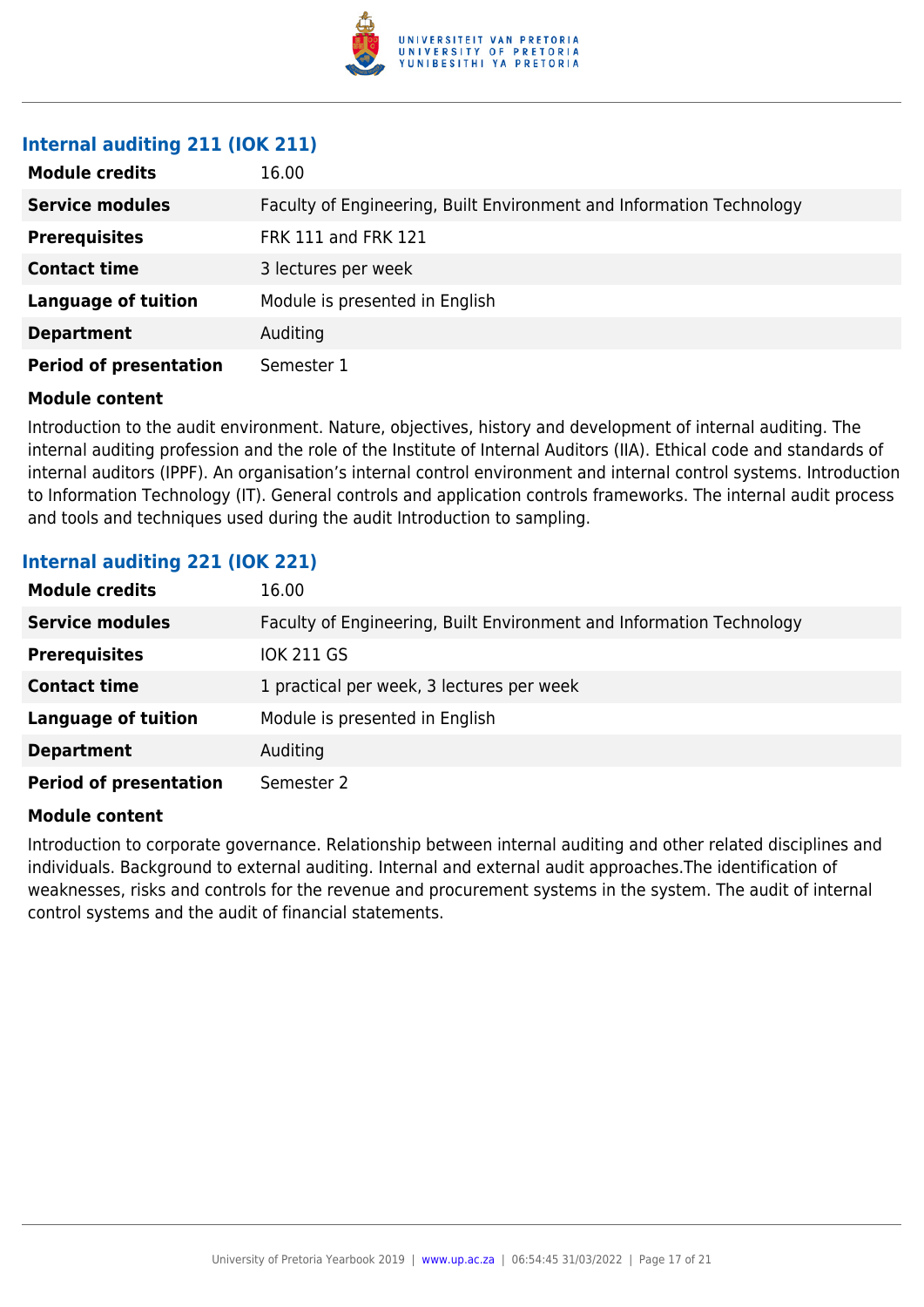### Internal auditing 211 (IOK 211)

| | |
|---|---|
| **Module credits** | 16.00 |
| **Service modules** | Faculty of Engineering, Built Environment and Information Technology |
| **Prerequisites** | FRK 111 and FRK 121 |
| **Contact time** | 3 lectures per week |
| **Language of tuition** | Module is presented in English |
| **Department** | Auditing |
| **Period of presentation** | Semester 1 |

**Module content**

Introduction to the audit environment. Nature, objectives, history and development of internal auditing. The internal auditing profession and the role of the Institute of Internal Auditors (IIA). Ethical code and standards of internal auditors (IPPF). An organisation's internal control environment and internal control systems. Introduction to Information Technology (IT). General controls and application controls frameworks. The internal audit process and tools and techniques used during the audit Introduction to sampling.

### Internal auditing 221 (IOK 221)

| | |
|---|---|
| **Module credits** | 16.00 |
| **Service modules** | Faculty of Engineering, Built Environment and Information Technology |
| **Prerequisites** | IOK 211 GS |
| **Contact time** | 1 practical per week, 3 lectures per week |
| **Language of tuition** | Module is presented in English |
| **Department** | Auditing |
| **Period of presentation** | Semester 2 |

**Module content**

Introduction to corporate governance. Relationship between internal auditing and other related disciplines and individuals. Background to external auditing. Internal and external audit approaches.The identification of weaknesses, risks and controls for the revenue and procurement systems in the system. The audit of internal control systems and the audit of financial statements.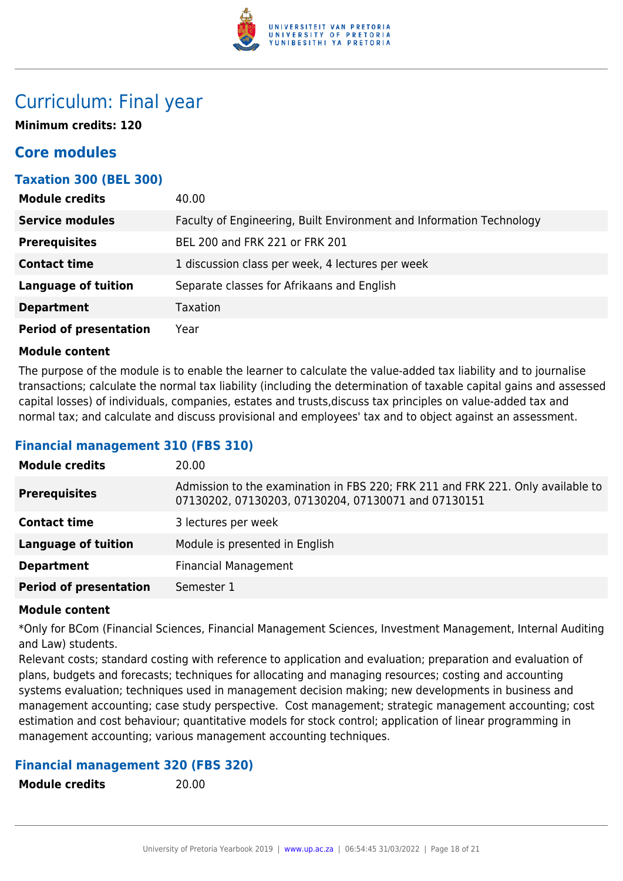# Curriculum: Final year

**Minimum credits: 120**

## Core modules

### Taxation 300 (BEL 300)

| | |
|---|---|
| **Module credits** | 40.00 |
| **Service modules** | Faculty of Engineering, Built Environment and Information Technology |
| **Prerequisites** | BEL 200 and FRK 221 or FRK 201 |
| **Contact time** | 1 discussion class per week, 4 lectures per week |
| **Language of tuition** | Separate classes for Afrikaans and English |
| **Department** | Taxation |
| **Period of presentation** | Year |

**Module content**

The purpose of the module is to enable the learner to calculate the value-added tax liability and to journalise transactions; calculate the normal tax liability (including the determination of taxable capital gains and assessed capital losses) of individuals, companies, estates and trusts,discuss tax principles on value-added tax and normal tax; and calculate and discuss provisional and employees' tax and to object against an assessment.

### Financial management 310 (FBS 310)

| | |
|---|---|
| **Module credits** | 20.00 |
| **Prerequisites** | Admission to the examination in FBS 220; FRK 211 and FRK 221. Only available to 07130202, 07130203, 07130204, 07130071 and 07130151 |
| **Contact time** | 3 lectures per week |
| **Language of tuition** | Module is presented in English |
| **Department** | Financial Management |
| **Period of presentation** | Semester 1 |

**Module content**

*Only for BCom (Financial Sciences, Financial Management Sciences, Investment Management, Internal Auditing and Law) students.

Relevant costs; standard costing with reference to application and evaluation; preparation and evaluation of plans, budgets and forecasts; techniques for allocating and managing resources; costing and accounting systems evaluation; techniques used in management decision making; new developments in business and management accounting; case study perspective. Cost management; strategic management accounting; cost estimation and cost behaviour; quantitative models for stock control; application of linear programming in management accounting; various management accounting techniques.

### Financial management 320 (FBS 320)

| | |
|---|---|
| **Module credits** | 20.00 |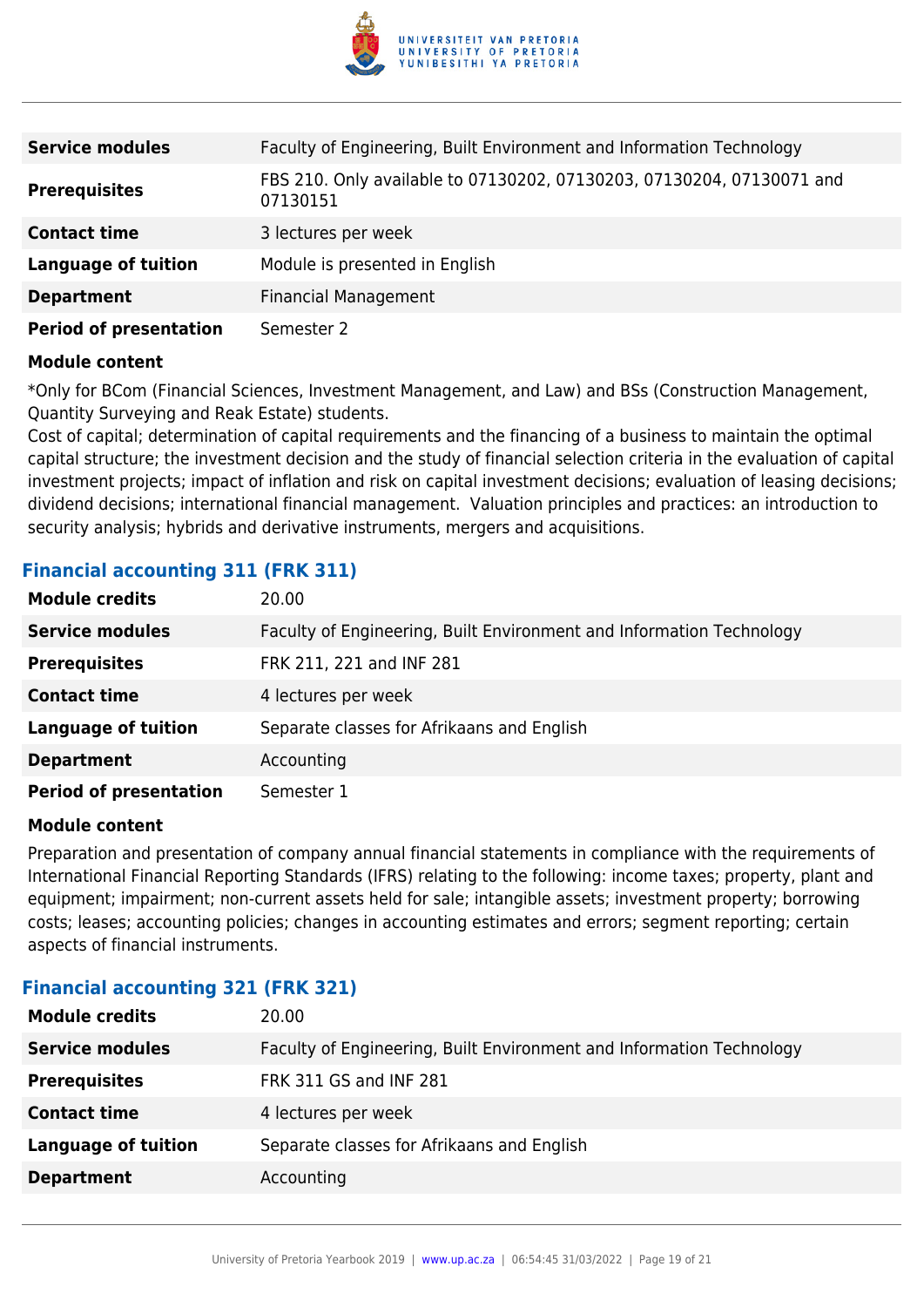| | |
|---|---|
| **Service modules** | Faculty of Engineering, Built Environment and Information Technology |
| **Prerequisites** | FBS 210. Only available to 07130202, 07130203, 07130204, 07130071 and 07130151 |
| **Contact time** | 3 lectures per week |
| **Language of tuition** | Module is presented in English |
| **Department** | Financial Management |
| **Period of presentation** | Semester 2 |

**Module content**

*Only for BCom (Financial Sciences, Investment Management, and Law) and BSs (Construction Management, Quantity Surveying and Reak Estate) students.
Cost of capital; determination of capital requirements and the financing of a business to maintain the optimal capital structure; the investment decision and the study of financial selection criteria in the evaluation of capital investment projects; impact of inflation and risk on capital investment decisions; evaluation of leasing decisions; dividend decisions; international financial management. Valuation principles and practices: an introduction to security analysis; hybrids and derivative instruments, mergers and acquisitions.

### Financial accounting 311 (FRK 311)

| | |
|---|---|
| **Module credits** | 20.00 |
| **Service modules** | Faculty of Engineering, Built Environment and Information Technology |
| **Prerequisites** | FRK 211, 221 and INF 281 |
| **Contact time** | 4 lectures per week |
| **Language of tuition** | Separate classes for Afrikaans and English |
| **Department** | Accounting |
| **Period of presentation** | Semester 1 |

**Module content**

Preparation and presentation of company annual financial statements in compliance with the requirements of International Financial Reporting Standards (IFRS) relating to the following: income taxes; property, plant and equipment; impairment; non-current assets held for sale; intangible assets; investment property; borrowing costs; leases; accounting policies; changes in accounting estimates and errors; segment reporting; certain aspects of financial instruments.

### Financial accounting 321 (FRK 321)

| | |
|---|---|
| **Module credits** | 20.00 |
| **Service modules** | Faculty of Engineering, Built Environment and Information Technology |
| **Prerequisites** | FRK 311 GS and INF 281 |
| **Contact time** | 4 lectures per week |
| **Language of tuition** | Separate classes for Afrikaans and English |
| **Department** | Accounting |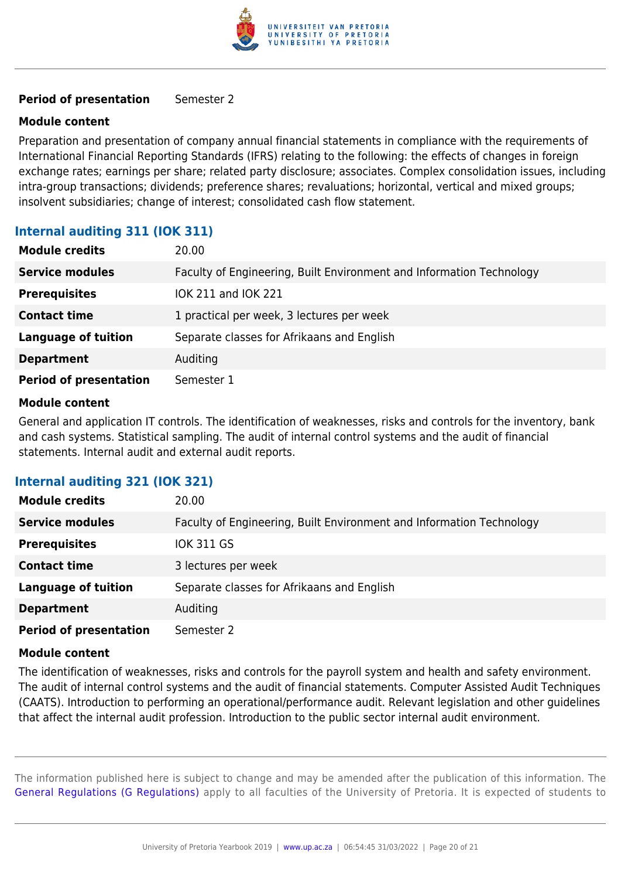| | |
|---|---|
| **Period of presentation** | Semester 2 |

**Module content**

Preparation and presentation of company annual financial statements in compliance with the requirements of International Financial Reporting Standards (IFRS) relating to the following: the effects of changes in foreign exchange rates; earnings per share; related party disclosure; associates. Complex consolidation issues, including intra-group transactions; dividends; preference shares; revaluations; horizontal, vertical and mixed groups; insolvent subsidiaries; change of interest; consolidated cash flow statement.

### Internal auditing 311 (IOK 311)

| | |
|---|---|
| **Module credits** | 20.00 |
| **Service modules** | Faculty of Engineering, Built Environment and Information Technology |
| **Prerequisites** | IOK 211 and IOK 221 |
| **Contact time** | 1 practical per week, 3 lectures per week |
| **Language of tuition** | Separate classes for Afrikaans and English |
| **Department** | Auditing |
| **Period of presentation** | Semester 1 |

**Module content**

General and application IT controls. The identification of weaknesses, risks and controls for the inventory, bank and cash systems. Statistical sampling. The audit of internal control systems and the audit of financial statements. Internal audit and external audit reports.

### Internal auditing 321 (IOK 321)

| | |
|---|---|
| **Module credits** | 20.00 |
| **Service modules** | Faculty of Engineering, Built Environment and Information Technology |
| **Prerequisites** | IOK 311 GS |
| **Contact time** | 3 lectures per week |
| **Language of tuition** | Separate classes for Afrikaans and English |
| **Department** | Auditing |
| **Period of presentation** | Semester 2 |

**Module content**

The identification of weaknesses, risks and controls for the payroll system and health and safety environment. The audit of internal control systems and the audit of financial statements. Computer Assisted Audit Techniques (CAATS). Introduction to performing an operational/performance audit. Relevant legislation and other guidelines that affect the internal audit profession. Introduction to the public sector internal audit environment.

The information published here is subject to change and may be amended after the publication of this information. The General Regulations (G Regulations) apply to all faculties of the University of Pretoria. It is expected of students to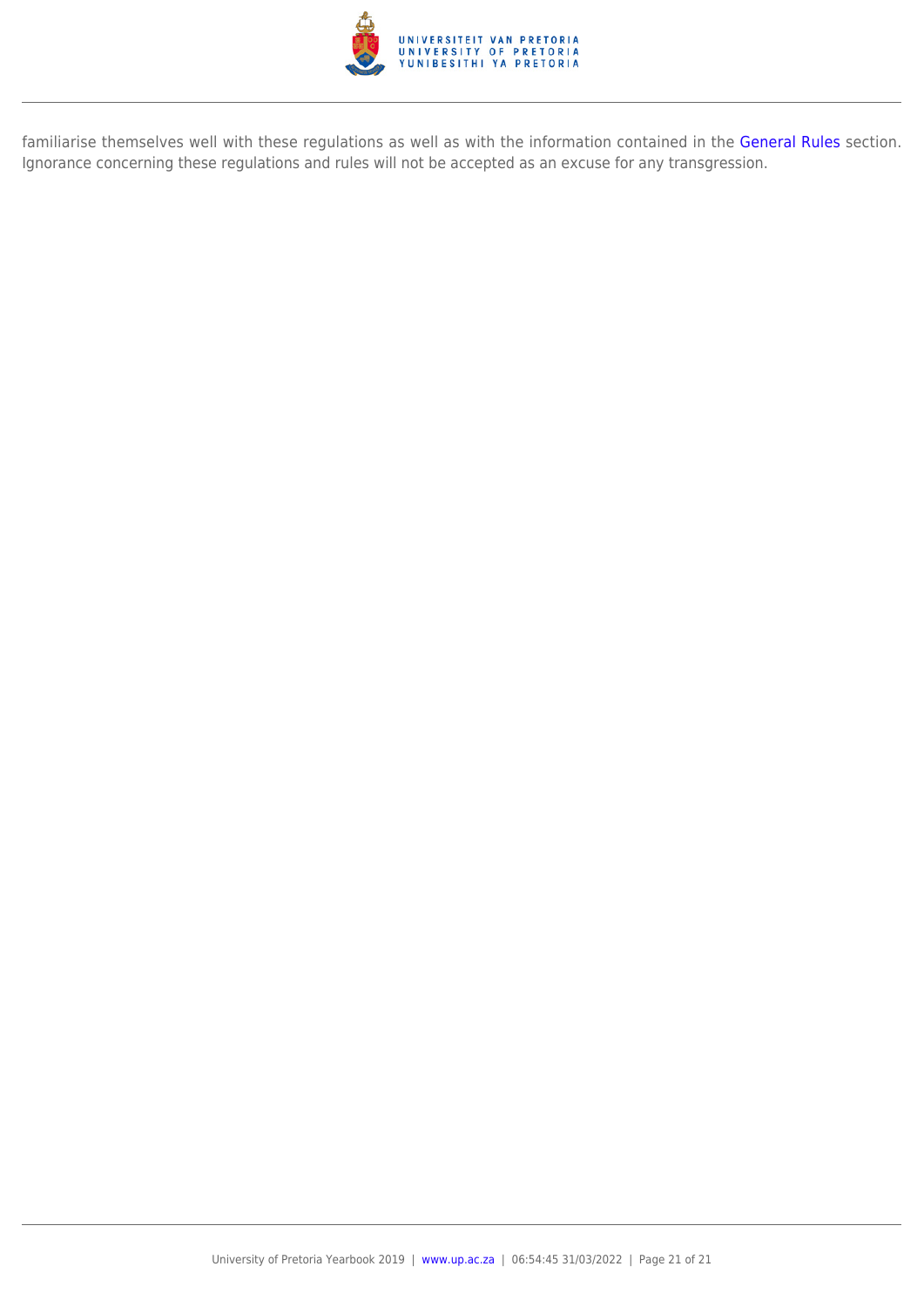familiarise themselves well with these regulations as well as with the information contained in the General Rules section. Ignorance concerning these regulations and rules will not be accepted as an excuse for any transgression.